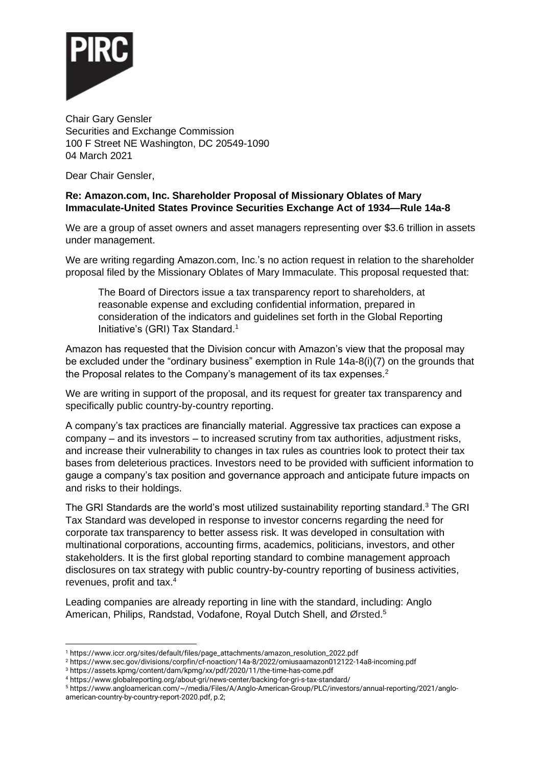PIRC

Chair Gary Gensler
Securities and Exchange Commission
100 F Street NE Washington, DC 20549-1090
04 March 2021

Dear Chair Gensler,

**Re: Amazon.com, Inc. Shareholder Proposal of Missionary Oblates of Mary Immaculate-United States Province Securities Exchange Act of 1934—Rule 14a-8**

We are a group of asset owners and asset managers representing over $3.6 trillion in assets under management.

We are writing regarding Amazon.com, Inc.'s no action request in relation to the shareholder proposal filed by the Missionary Oblates of Mary Immaculate. This proposal requested that:

> The Board of Directors issue a tax transparency report to shareholders, at reasonable expense and excluding confidential information, prepared in consideration of the indicators and guidelines set forth in the Global Reporting Initiative's (GRI) Tax Standard.[1]

Amazon has requested that the Division concur with Amazon's view that the proposal may be excluded under the "ordinary business" exemption in Rule 14a-8(i)(7) on the grounds that the Proposal relates to the Company's management of its tax expenses.[2]

We are writing in support of the proposal, and its request for greater tax transparency and specifically public country-by-country reporting.

A company's tax practices are financially material. Aggressive tax practices can expose a company – and its investors – to increased scrutiny from tax authorities, adjustment risks, and increase their vulnerability to changes in tax rules as countries look to protect their tax bases from deleterious practices. Investors need to be provided with sufficient information to gauge a company's tax position and governance approach and anticipate future impacts on and risks to their holdings.

The GRI Standards are the world's most utilized sustainability reporting standard.[3] The GRI Tax Standard was developed in response to investor concerns regarding the need for corporate tax transparency to better assess risk. It was developed in consultation with multinational corporations, accounting firms, academics, politicians, investors, and other stakeholders. It is the first global reporting standard to combine management approach disclosures on tax strategy with public country-by-country reporting of business activities, revenues, profit and tax.[4]

Leading companies are already reporting in line with the standard, including: Anglo American, Philips, Randstad, Vodafone, Royal Dutch Shell, and Ørsted.[5]

---

[1] https://www.iccr.org/sites/default/files/page_attachments/amazon_resolution_2022.pdf

[2] https://www.sec.gov/divisions/corpfin/cf-noaction/14a-8/2022/omiusaamazon012122-14a8-incoming.pdf

[3] https://assets.kpmg/content/dam/kpmg/xx/pdf/2020/11/the-time-has-come.pdf

[4] https://www.globalreporting.org/about-gri/news-center/backing-for-gri-s-tax-standard/

[5] https://www.angloamerican.com/~/media/Files/A/Anglo-American-Group/PLC/investors/annual-reporting/2021/anglo-american-country-by-country-report-2020.pdf, p.2;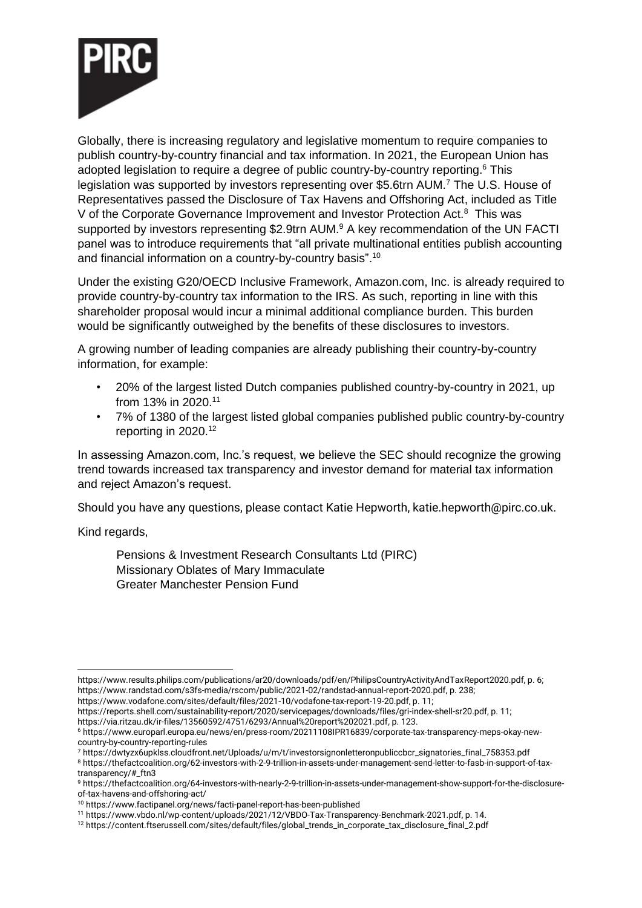Globally, there is increasing regulatory and legislative momentum to require companies to publish country-by-country financial and tax information. In 2021, the European Union has adopted legislation to require a degree of public country-by-country reporting.[6] This legislation was supported by investors representing over $5.6trn AUM.[7] The U.S. House of Representatives passed the Disclosure of Tax Havens and Offshoring Act, included as Title V of the Corporate Governance Improvement and Investor Protection Act.[8] This was supported by investors representing $2.9trn AUM.[9] A key recommendation of the UN FACTI panel was to introduce requirements that "all private multinational entities publish accounting and financial information on a country-by-country basis".[10]

Under the existing G20/OECD Inclusive Framework, Amazon.com, Inc. is already required to provide country-by-country tax information to the IRS. As such, reporting in line with this shareholder proposal would incur a minimal additional compliance burden. This burden would be significantly outweighed by the benefits of these disclosures to investors.

A growing number of leading companies are already publishing their country-by-country information, for example:

- 20% of the largest listed Dutch companies published country-by-country in 2021, up from 13% in 2020.[11]
- 7% of 1380 of the largest listed global companies published public country-by-country reporting in 2020.[12]

In assessing Amazon.com, Inc.'s request, we believe the SEC should recognize the growing trend towards increased tax transparency and investor demand for material tax information and reject Amazon's request.

Should you have any questions, please contact Katie Hepworth, katie.hepworth@pirc.co.uk.

Kind regards,

Pensions & Investment Research Consultants Ltd (PIRC)
Missionary Oblates of Mary Immaculate
Greater Manchester Pension Fund

---

https://www.results.philips.com/publications/ar20/downloads/pdf/en/PhilipsCountryActivityAndTaxReport2020.pdf, p. 6; https://www.randstad.com/s3fs-media/rscom/public/2021-02/randstad-annual-report-2020.pdf, p. 238; https://www.vodafone.com/sites/default/files/2021-10/vodafone-tax-report-19-20.pdf, p. 11; https://reports.shell.com/sustainability-report/2020/servicepages/downloads/files/gri-index-shell-sr20.pdf, p. 11; https://via.ritzau.dk/ir-files/13560592/4751/6293/Annual%20report%202021.pdf, p. 123.

[6] https://www.europarl.europa.eu/news/en/press-room/20211108IPR16839/corporate-tax-transparency-meps-okay-new-country-by-country-reporting-rules

[7] https://dwtyzx6upklss.cloudfront.net/Uploads/u/m/t/investorsignonletteronpubliccbcr_signatories_final_758353.pdf

[8] https://thefactcoalition.org/62-investors-with-2-9-trillion-in-assets-under-management-send-letter-to-fasb-in-support-of-tax-transparency/#_ftn3

[9] https://thefactcoalition.org/64-investors-with-nearly-2-9-trillion-in-assets-under-management-show-support-for-the-disclosure-of-tax-havens-and-offshoring-act/

[10] https://www.factipanel.org/news/facti-panel-report-has-been-published

[11] https://www.vbdo.nl/wp-content/uploads/2021/12/VBDO-Tax-Transparency-Benchmark-2021.pdf, p. 14.

[12] https://content.ftserussell.com/sites/default/files/global_trends_in_corporate_tax_disclosure_final_2.pdf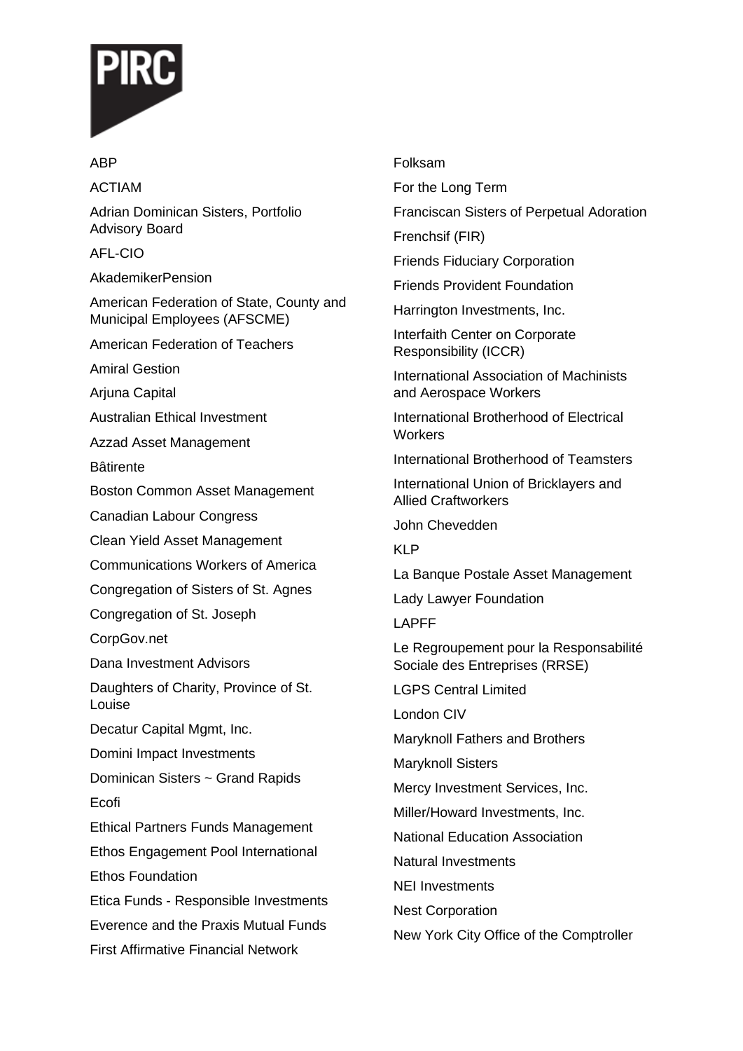ABP

ACTIAM

Adrian Dominican Sisters, Portfolio Advisory Board

AFL-CIO

AkademikerPension

American Federation of State, County and Municipal Employees (AFSCME)

American Federation of Teachers

Amiral Gestion

Arjuna Capital

Australian Ethical Investment

Azzad Asset Management

Bâtirente

Boston Common Asset Management

Canadian Labour Congress

Clean Yield Asset Management

Communications Workers of America

Congregation of Sisters of St. Agnes

Congregation of St. Joseph

CorpGov.net

Dana Investment Advisors

Daughters of Charity, Province of St. Louise

Decatur Capital Mgmt, Inc.

Domini Impact Investments

Dominican Sisters ~ Grand Rapids

Ecofi

Ethical Partners Funds Management

Ethos Engagement Pool International

Ethos Foundation

Etica Funds - Responsible Investments

Everence and the Praxis Mutual Funds

First Affirmative Financial Network

Folksam

For the Long Term

Franciscan Sisters of Perpetual Adoration

Frenchsif (FIR)

Friends Fiduciary Corporation

Friends Provident Foundation

Harrington Investments, Inc.

Interfaith Center on Corporate Responsibility (ICCR)

International Association of Machinists and Aerospace Workers

International Brotherhood of Electrical Workers

International Brotherhood of Teamsters

International Union of Bricklayers and Allied Craftworkers

John Chevedden

KLP

La Banque Postale Asset Management

Lady Lawyer Foundation

LAPFF

Le Regroupement pour la Responsabilité Sociale des Entreprises (RRSE)

LGPS Central Limited

London CIV

Maryknoll Fathers and Brothers

Maryknoll Sisters

Mercy Investment Services, Inc.

Miller/Howard Investments, Inc.

National Education Association

Natural Investments

NEI Investments

Nest Corporation

New York City Office of the Comptroller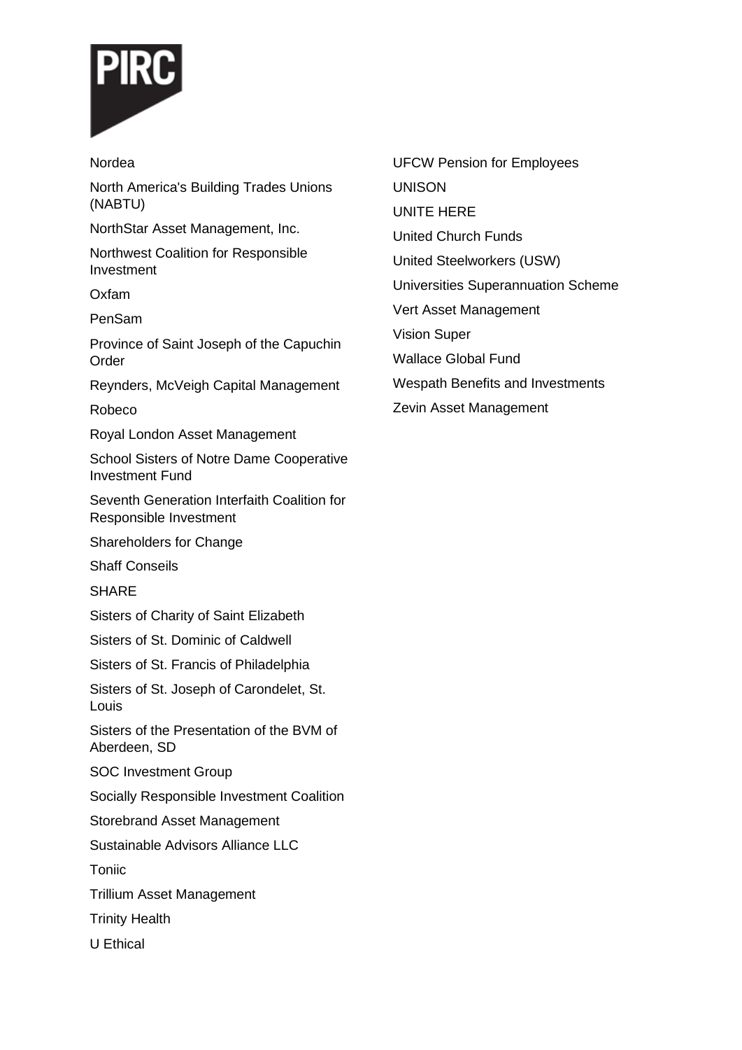Nordea

North America's Building Trades Unions (NABTU)

NorthStar Asset Management, Inc.

Northwest Coalition for Responsible Investment

Oxfam

PenSam

Province of Saint Joseph of the Capuchin Order

Reynders, McVeigh Capital Management

Robeco

Royal London Asset Management

School Sisters of Notre Dame Cooperative Investment Fund

Seventh Generation Interfaith Coalition for Responsible Investment

Shareholders for Change

Shaff Conseils

SHARE

Sisters of Charity of Saint Elizabeth

Sisters of St. Dominic of Caldwell

Sisters of St. Francis of Philadelphia

Sisters of St. Joseph of Carondelet, St. Louis

Sisters of the Presentation of the BVM of Aberdeen, SD

SOC Investment Group

Socially Responsible Investment Coalition

Storebrand Asset Management

Sustainable Advisors Alliance LLC

Toniic

Trillium Asset Management

Trinity Health

U Ethical

UFCW Pension for Employees

UNISON

UNITE HERE

United Church Funds

United Steelworkers (USW)

Universities Superannuation Scheme

Vert Asset Management

Vision Super

Wallace Global Fund

Wespath Benefits and Investments

Zevin Asset Management